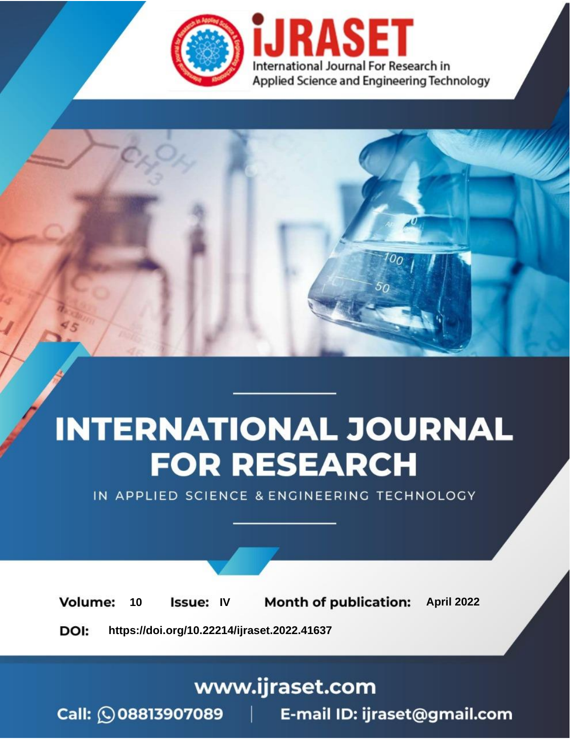# INTERNATIONAL JOURNAL FOR RESEARCH

IN APPLIED SCIENCE & ENGINEERING TECHNOLOGY

**Volume:** 10 **Issue:** IV **Month of publication:** April 2022

**DOI:** https://doi.org/10.22214/ijraset.2022.41637

www.ijraset.com

Call: 08813907089 | E-mail ID: ijraset@gmail.com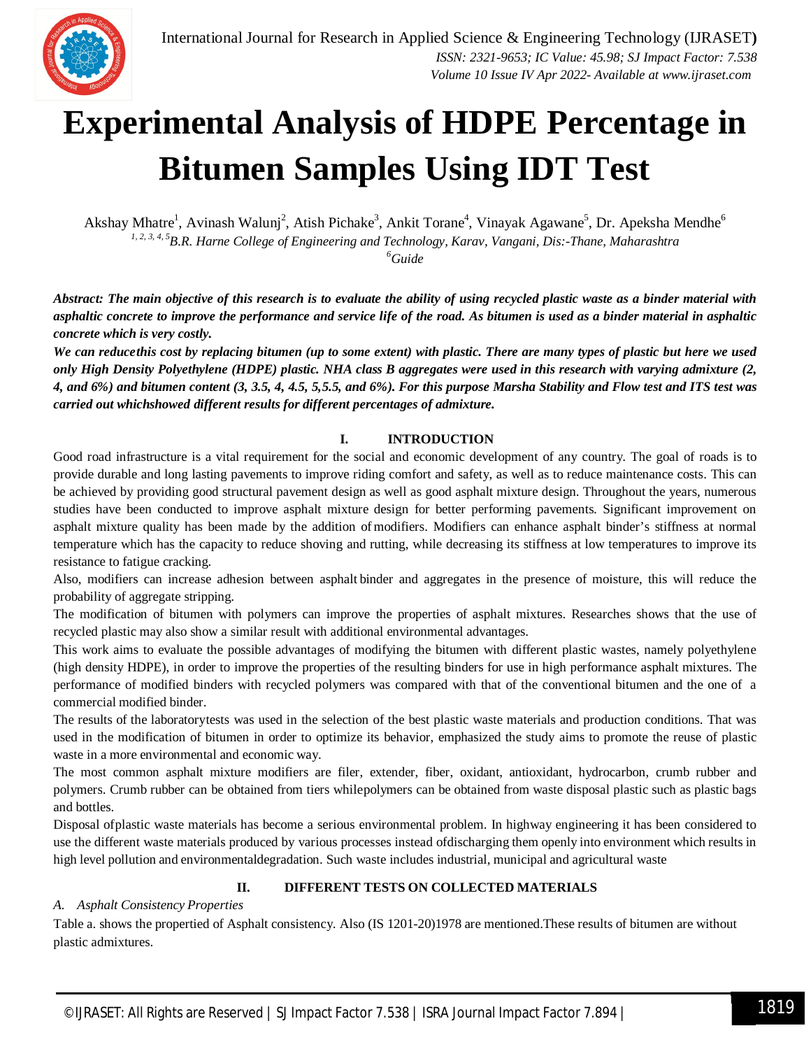// Experimental Analysis of HDPE Percentage in Bitumen Samples Using IDT Test

Akshay Mhatre[1], Avinash Walunj[2], Atish Pichake[3], Ankit Torane[4], Vinayak Agawane[5], Dr. Apeksha Mendhe[6]

[1, 2, 3, 4, 5]B.R. Harne College of Engineering and Technology, Karav, Vangani, Dis:-Thane, Maharashtra

[6]Guide

***Abstract:** The main objective of this research is to evaluate the ability of using recycled plastic waste as a binder material with asphaltic concrete to improve the performance and service life of the road. As bitumen is used as a binder material in asphaltic concrete which is very costly.*

***We can reducethis cost by replacing bitumen (up to some extent) with plastic. There are many types of plastic but here we used only High Density Polyethylene (HDPE) plastic. NHA class B aggregates were used in this research with varying admixture (2, 4, and 6%) and bitumen content (3, 3.5, 4, 4.5, 5,5.5, and 6%). For this purpose Marsha Stability and Flow test and ITS test was carried out whichshowed different results for different percentages of admixture.***

## I. INTRODUCTION

Good road infrastructure is a vital requirement for the social and economic development of any country. The goal of roads is to provide durable and long lasting pavements to improve riding comfort and safety, as well as to reduce maintenance costs. This can be achieved by providing good structural pavement design as well as good asphalt mixture design. Throughout the years, numerous studies have been conducted to improve asphalt mixture design for better performing pavements. Significant improvement on asphalt mixture quality has been made by the addition of modifiers. Modifiers can enhance asphalt binder's stiffness at normal temperature which has the capacity to reduce shoving and rutting, while decreasing its stiffness at low temperatures to improve its resistance to fatigue cracking.

Also, modifiers can increase adhesion between asphalt binder and aggregates in the presence of moisture, this will reduce the probability of aggregate stripping.

The modification of bitumen with polymers can improve the properties of asphalt mixtures. Researches shows that the use of recycled plastic may also show a similar result with additional environmental advantages.

This work aims to evaluate the possible advantages of modifying the bitumen with different plastic wastes, namely polyethylene (high density HDPE), in order to improve the properties of the resulting binders for use in high performance asphalt mixtures. The performance of modified binders with recycled polymers was compared with that of the conventional bitumen and the one of a commercial modified binder.

The results of the laboratorytests was used in the selection of the best plastic waste materials and production conditions. That was used in the modification of bitumen in order to optimize its behavior, emphasized the study aims to promote the reuse of plastic waste in a more environmental and economic way.

The most common asphalt mixture modifiers are filer, extender, fiber, oxidant, antioxidant, hydrocarbon, crumb rubber and polymers. Crumb rubber can be obtained from tiers whilepolymers can be obtained from waste disposal plastic such as plastic bags and bottles.

Disposal ofplastic waste materials has become a serious environmental problem. In highway engineering it has been considered to use the different waste materials produced by various processes instead ofdischarging them openly into environment which results in high level pollution and environmentaldegradation. Such waste includes industrial, municipal and agricultural waste

## II. DIFFERENT TESTS ON COLLECTED MATERIALS

### *A. Asphalt Consistency Properties*

Table a. shows the propertied of Asphalt consistency. Also (IS 1201-20)1978 are mentioned.These results of bitumen are without plastic admixtures.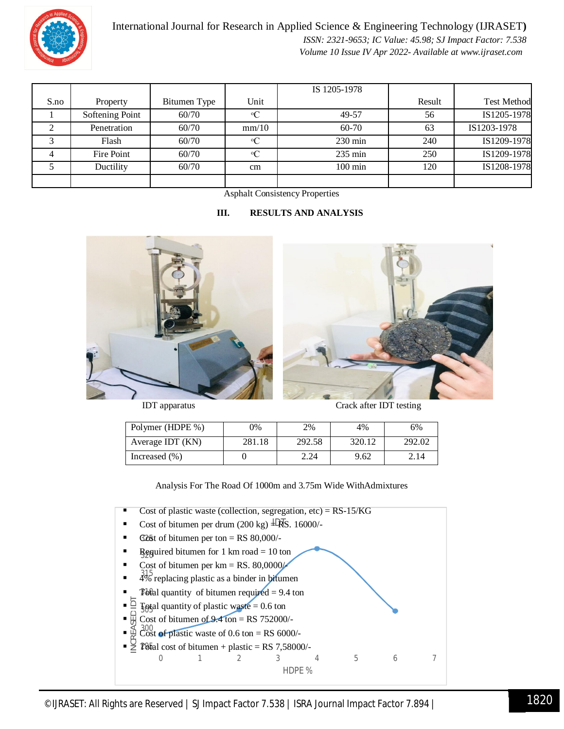| S.no | Property | Bitumen Type | Unit | IS 1205-1978 | Result | Test Method |
|---|---|---|---|---|---|---|
| 1 | Softening Point | 60/70 | °C | 49-57 | 56 | IS1205-1978 |
| 2 | Penetration | 60/70 | mm/10 | 60-70 | 63 | IS1203-1978 |
| 3 | Flash | 60/70 | °C | 230 min | 240 | IS1209-1978 |
| 4 | Fire Point | 60/70 | °C | 235 min | 250 | IS1209-1978 |
| 5 | Ductility | 60/70 | cm | 100 min | 120 | IS1208-1978 |
| | | | | | | |

Asphalt Consistency Properties

## III. RESULTS AND ANALYSIS

IDT apparatus

Crack after IDT testing

| Polymer (HDPE %) | 0% | 2% | 4% | 6% |
|---|---|---|---|---|
| Average IDT (KN) | 281.18 | 292.58 | 320.12 | 292.02 |
| Increased (%) | 0 | 2.24 | 9.62 | 2.14 |

Analysis For The Road Of 1000m and 3.75m Wide WithAdmixtures

- Cost of plastic waste (collection, segregation, etc) = RS-15/KG
- Cost of bitumen per drum (200 kg) = RS. 16000/-
- Cost of bitumen per ton = RS 80,000/-
- Required bitumen for 1 km road = 10 ton
- Cost of bitumen per km = RS. 80,0000/-
- 4% replacing plastic as a binder in bitumen
- Total quantity of bitumen required = 9.4 ton
- Total quantity of plastic waste = 0.6 ton
- Cost of bitumen of 9.4 ton = RS 752000/-
- Cost of plastic waste of 0.6 ton = RS 6000/-
- Total cost of bitumen + plastic = RS 7,58000/-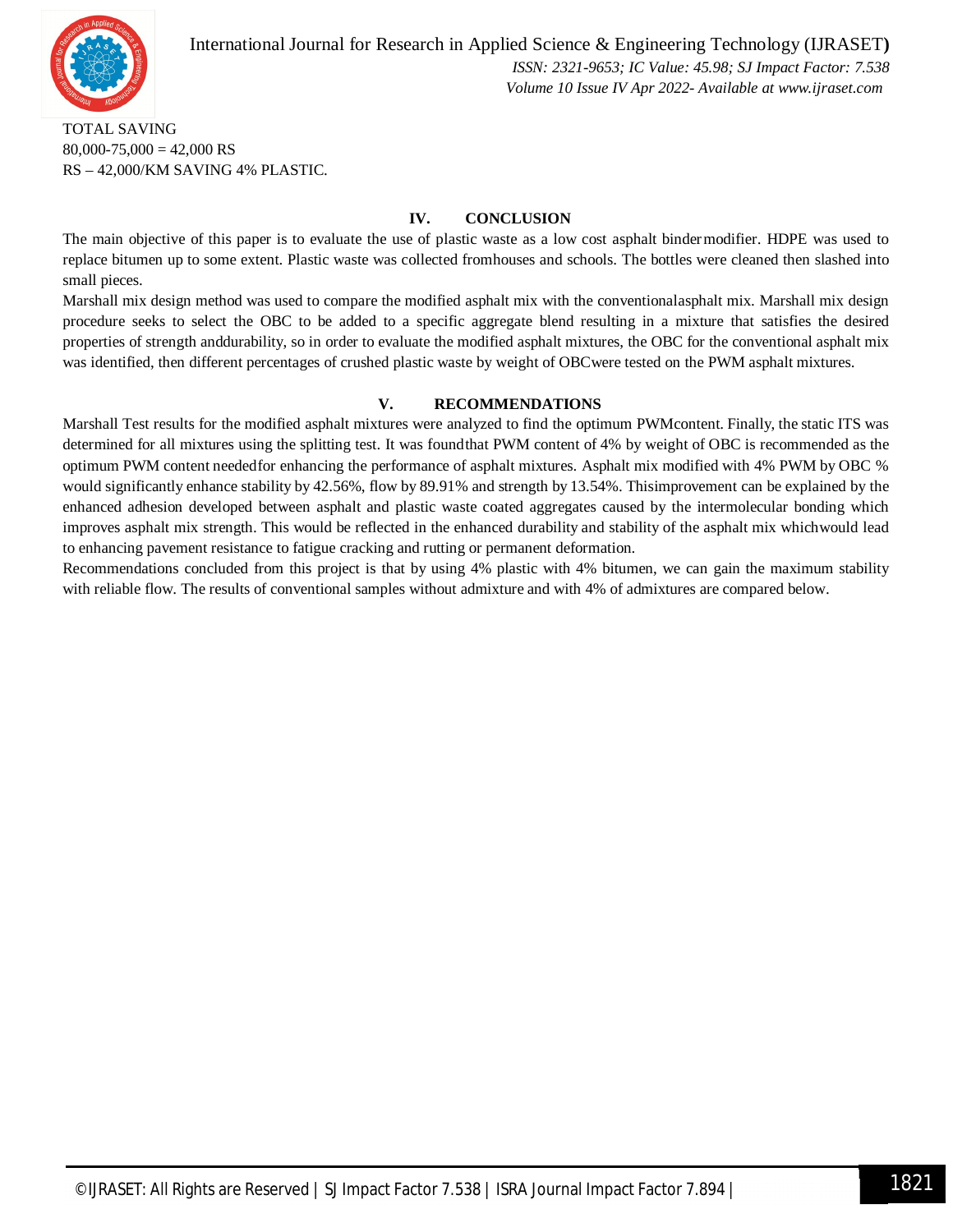TOTAL SAVING

80,000-75,000 = 42,000 RS

RS – 42,000/KM SAVING 4% PLASTIC.

## IV. CONCLUSION

The main objective of this paper is to evaluate the use of plastic waste as a low cost asphalt bindermodifier. HDPE was used to replace bitumen up to some extent. Plastic waste was collected fromhouses and schools. The bottles were cleaned then slashed into small pieces.

Marshall mix design method was used to compare the modified asphalt mix with the conventionalasphalt mix. Marshall mix design procedure seeks to select the OBC to be added to a specific aggregate blend resulting in a mixture that satisfies the desired properties of strength anddurability, so in order to evaluate the modified asphalt mixtures, the OBC for the conventional asphalt mix was identified, then different percentages of crushed plastic waste by weight of OBCwere tested on the PWM asphalt mixtures.

## V. RECOMMENDATIONS

Marshall Test results for the modified asphalt mixtures were analyzed to find the optimum PWMcontent. Finally, the static ITS was determined for all mixtures using the splitting test. It was foundthat PWM content of 4% by weight of OBC is recommended as the optimum PWM content neededfor enhancing the performance of asphalt mixtures. Asphalt mix modified with 4% PWM by OBC % would significantly enhance stability by 42.56%, flow by 89.91% and strength by 13.54%. Thisimprovement can be explained by the enhanced adhesion developed between asphalt and plastic waste coated aggregates caused by the intermolecular bonding which improves asphalt mix strength. This would be reflected in the enhanced durability and stability of the asphalt mix whichwould lead to enhancing pavement resistance to fatigue cracking and rutting or permanent deformation.

Recommendations concluded from this project is that by using 4% plastic with 4% bitumen, we can gain the maximum stability with reliable flow. The results of conventional samples without admixture and with 4% of admixtures are compared below.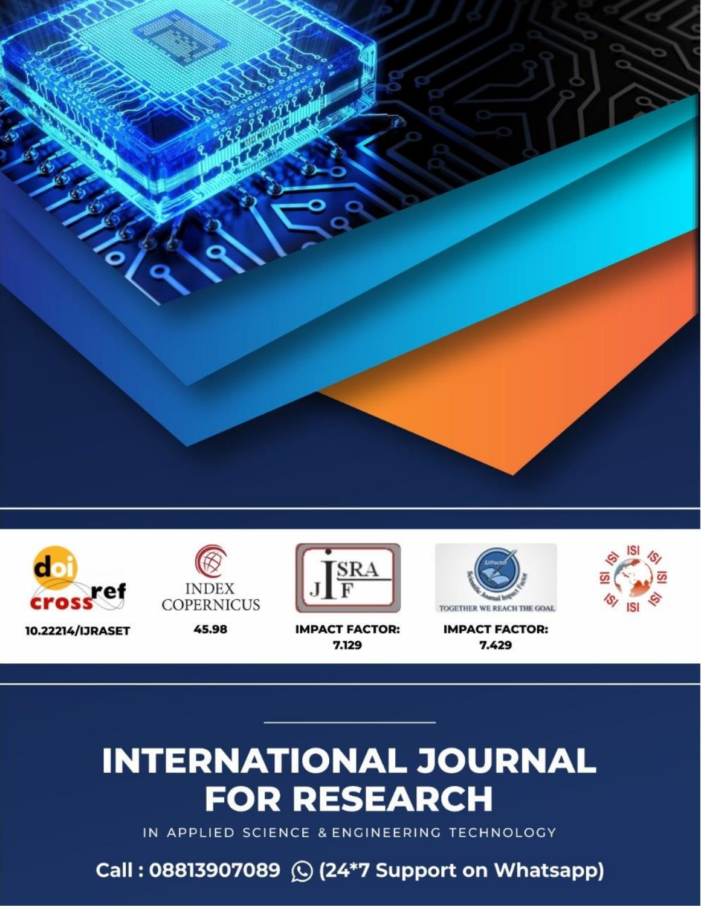10.22214/IJRASET

45.98

IMPACT FACTOR: 7.129

IMPACT FACTOR: 7.429

# INTERNATIONAL JOURNAL FOR RESEARCH

IN APPLIED SCIENCE & ENGINEERING TECHNOLOGY

Call : 08813907089 (24*7 Support on Whatsapp)